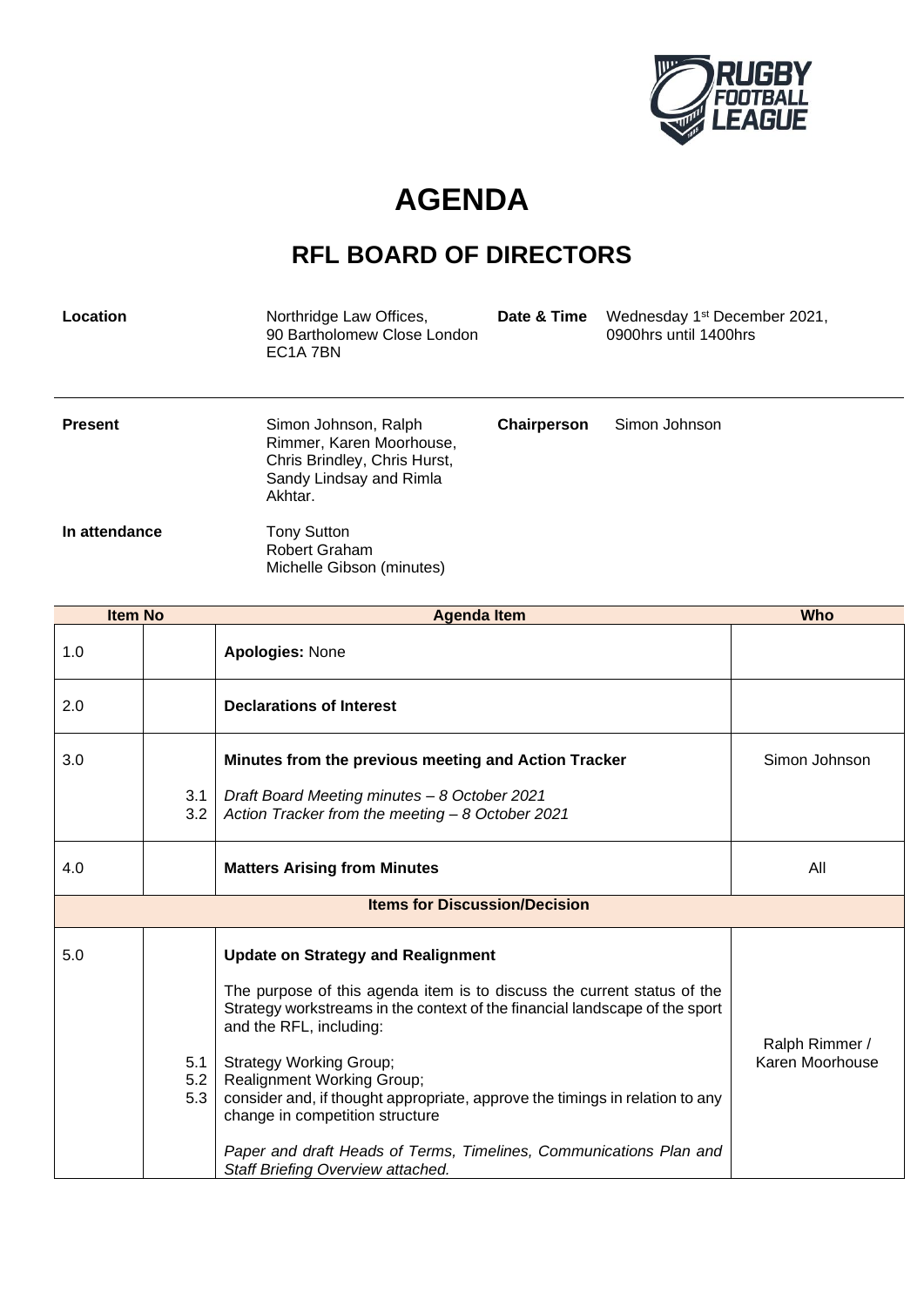# AGENDA

## RFL BOARD OF DIRECTORS

| | | | |
|---|---|---|---|
| **Location** | Northridge Law Offices, 90 Bartholomew Close London EC1A 7BN | **Date & Time** | Wednesday 1st December 2021, 0900hrs until 1400hrs |
| **Present** | Simon Johnson, Ralph Rimmer, Karen Moorhouse, Chris Brindley, Chris Hurst, Sandy Lindsay and Rimla Akhtar. | **Chairperson** | Simon Johnson |
| **In attendance** | Tony Sutton<br>Robert Graham<br>Michelle Gibson (minutes) | | |

| Item No | | Agenda Item | Who |
|---|---|---|---|
| 1.0 | | **Apologies:** None | |
| 2.0 | | **Declarations of Interest** | |
| 3.0 | | **Minutes from the previous meeting and Action Tracker** | Simon Johnson |
| | 3.1 | *Draft Board Meeting minutes – 8 October 2021* | |
| | 3.2 | *Action Tracker from the meeting – 8 October 2021* | |
| 4.0 | | **Matters Arising from Minutes** | All |
| | | **Items for Discussion/Decision** | |
| 5.0 | | **Update on Strategy and Realignment**<br><br>The purpose of this agenda item is to discuss the current status of the Strategy workstreams in the context of the financial landscape of the sport and the RFL, including: | Ralph Rimmer / Karen Moorhouse |
| | 5.1 | Strategy Working Group; | |
| | 5.2 | Realignment Working Group; | |
| | 5.3 | consider and, if thought appropriate, approve the timings in relation to any change in competition structure<br><br>*Paper and draft Heads of Terms, Timelines, Communications Plan and Staff Briefing Overview attached.* | |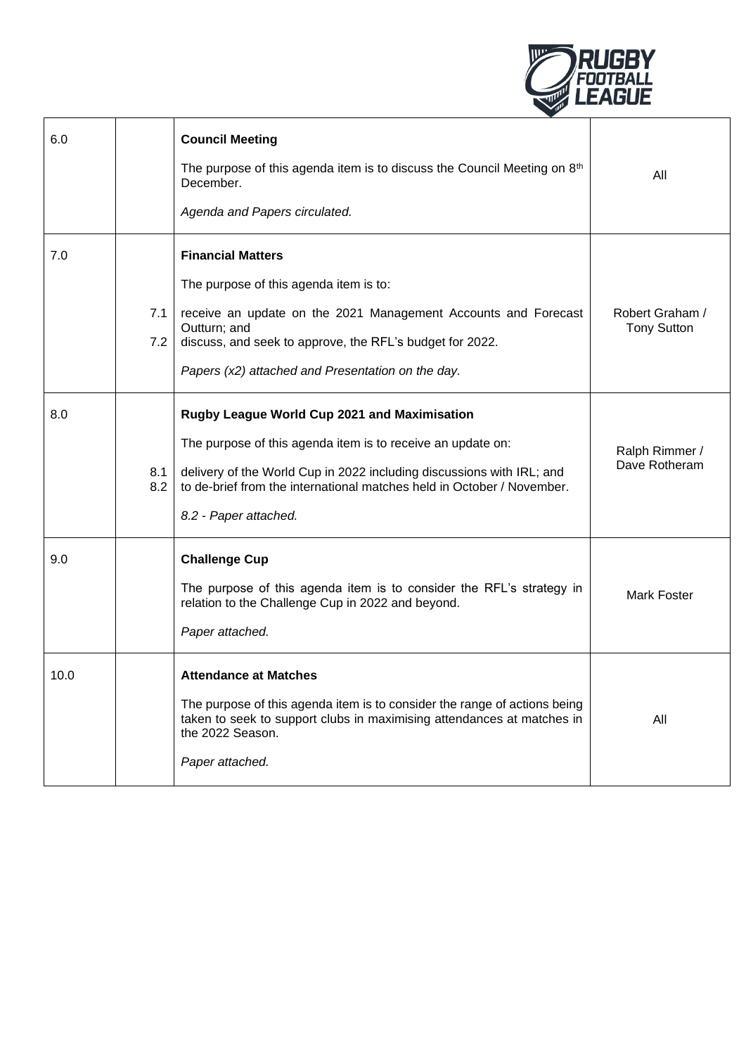| | | | |
|---|---|---|---|
| 6.0 | | **Council Meeting**<br><br>The purpose of this agenda item is to discuss the Council Meeting on 8th December.<br><br>*Agenda and Papers circulated.* | All |
| 7.0<br><br><br><br><br><br> | <br><br>7.1<br><br>7.2 | **Financial Matters**<br><br>The purpose of this agenda item is to:<br><br>receive an update on the 2021 Management Accounts and Forecast Outturn; and<br>discuss, and seek to approve, the RFL's budget for 2022.<br><br>*Papers (x2) attached and Presentation on the day.* | Robert Graham / Tony Sutton |
| 8.0 | <br><br>8.1<br>8.2 | **Rugby League World Cup 2021 and Maximisation**<br><br>The purpose of this agenda item is to receive an update on:<br><br>delivery of the World Cup in 2022 including discussions with IRL; and<br>to de-brief from the international matches held in October / November.<br><br>*8.2 - Paper attached.* | Ralph Rimmer / Dave Rotheram |
| 9.0 | | **Challenge Cup**<br><br>The purpose of this agenda item is to consider the RFL's strategy in relation to the Challenge Cup in 2022 and beyond.<br><br>*Paper attached.* | Mark Foster |
| 10.0 | | **Attendance at Matches**<br><br>The purpose of this agenda item is to consider the range of actions being taken to seek to support clubs in maximising attendances at matches in the 2022 Season.<br><br>*Paper attached.* | All |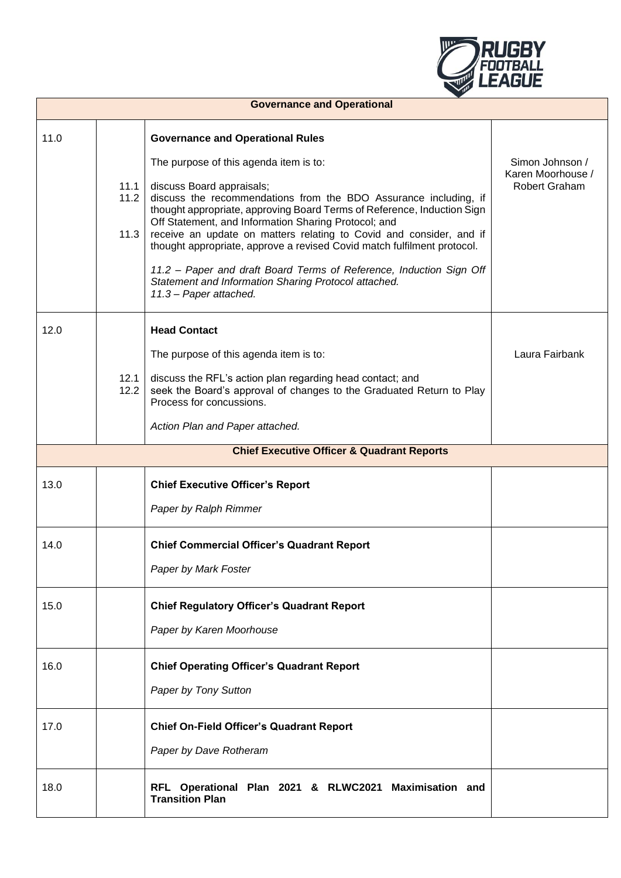| | | **Governance and Operational** | |
|---|---|---|---|
| 11.0 | | **Governance and Operational Rules**<br><br>The purpose of this agenda item is to: | Simon Johnson / Karen Moorhouse / Robert Graham |
| | 11.1 | discuss Board appraisals; | |
| | 11.2 | discuss the recommendations from the BDO Assurance including, if thought appropriate, approving Board Terms of Reference, Induction Sign Off Statement, and Information Sharing Protocol; and | |
| | 11.3 | receive an update on matters relating to Covid and consider, and if thought appropriate, approve a revised Covid match fulfilment protocol.<br><br>*11.2 – Paper and draft Board Terms of Reference, Induction Sign Off Statement and Information Sharing Protocol attached.*<br>*11.3 – Paper attached.* | |
| 12.0 | | **Head Contact**<br><br>The purpose of this agenda item is to: | Laura Fairbank |
| | 12.1 | discuss the RFL's action plan regarding head contact; and | |
| | 12.2 | seek the Board's approval of changes to the Graduated Return to Play Process for concussions.<br><br>*Action Plan and Paper attached.* | |
| | | **Chief Executive Officer & Quadrant Reports** | |
| 13.0 | | **Chief Executive Officer's Report**<br><br>*Paper by Ralph Rimmer* | |
| 14.0 | | **Chief Commercial Officer's Quadrant Report**<br><br>*Paper by Mark Foster* | |
| 15.0 | | **Chief Regulatory Officer's Quadrant Report**<br><br>*Paper by Karen Moorhouse* | |
| 16.0 | | **Chief Operating Officer's Quadrant Report**<br><br>*Paper by Tony Sutton* | |
| 17.0 | | **Chief On-Field Officer's Quadrant Report**<br><br>*Paper by Dave Rotheram* | |
| 18.0 | | **RFL Operational Plan 2021 & RLWC2021 Maximisation and Transition Plan** | |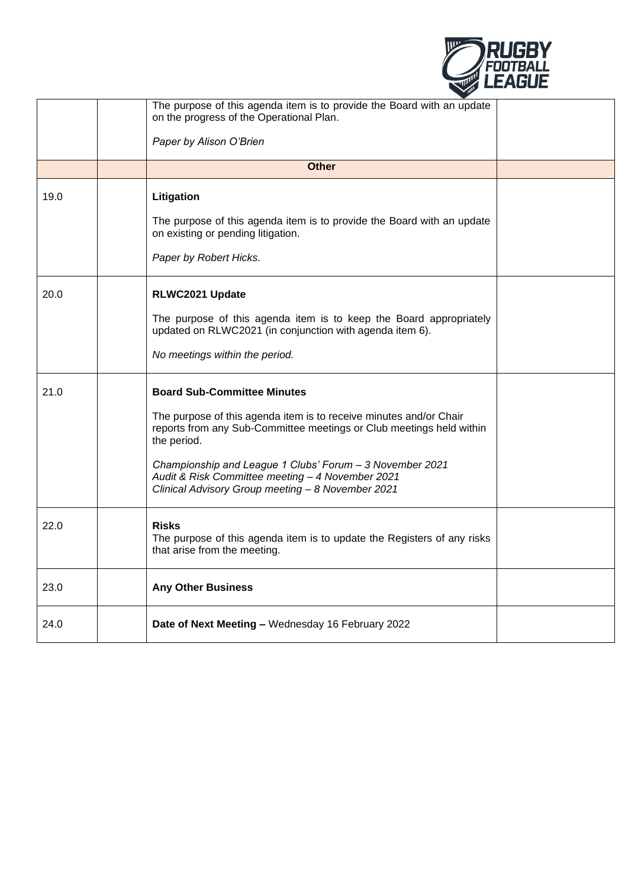| | | | |
|---|---|---|---|
| | | The purpose of this agenda item is to provide the Board with an update on the progress of the Operational Plan.<br><br>*Paper by Alison O'Brien* | |
| | | **Other** | |
| 19.0 | | **Litigation**<br><br>The purpose of this agenda item is to provide the Board with an update on existing or pending litigation.<br><br>*Paper by Robert Hicks.* | |
| 20.0 | | **RLWC2021 Update**<br><br>The purpose of this agenda item is to keep the Board appropriately updated on RLWC2021 (in conjunction with agenda item 6).<br><br>*No meetings within the period.* | |
| 21.0 | | **Board Sub-Committee Minutes**<br><br>The purpose of this agenda item is to receive minutes and/or Chair reports from any Sub-Committee meetings or Club meetings held within the period.<br><br>*Championship and League 1 Clubs' Forum – 3 November 2021*<br>*Audit & Risk Committee meeting – 4 November 2021*<br>*Clinical Advisory Group meeting – 8 November 2021* | |
| 22.0 | | **Risks**<br>The purpose of this agenda item is to update the Registers of any risks that arise from the meeting. | |
| 23.0 | | **Any Other Business** | |
| 24.0 | | **Date of Next Meeting –** Wednesday 16 February 2022 | |